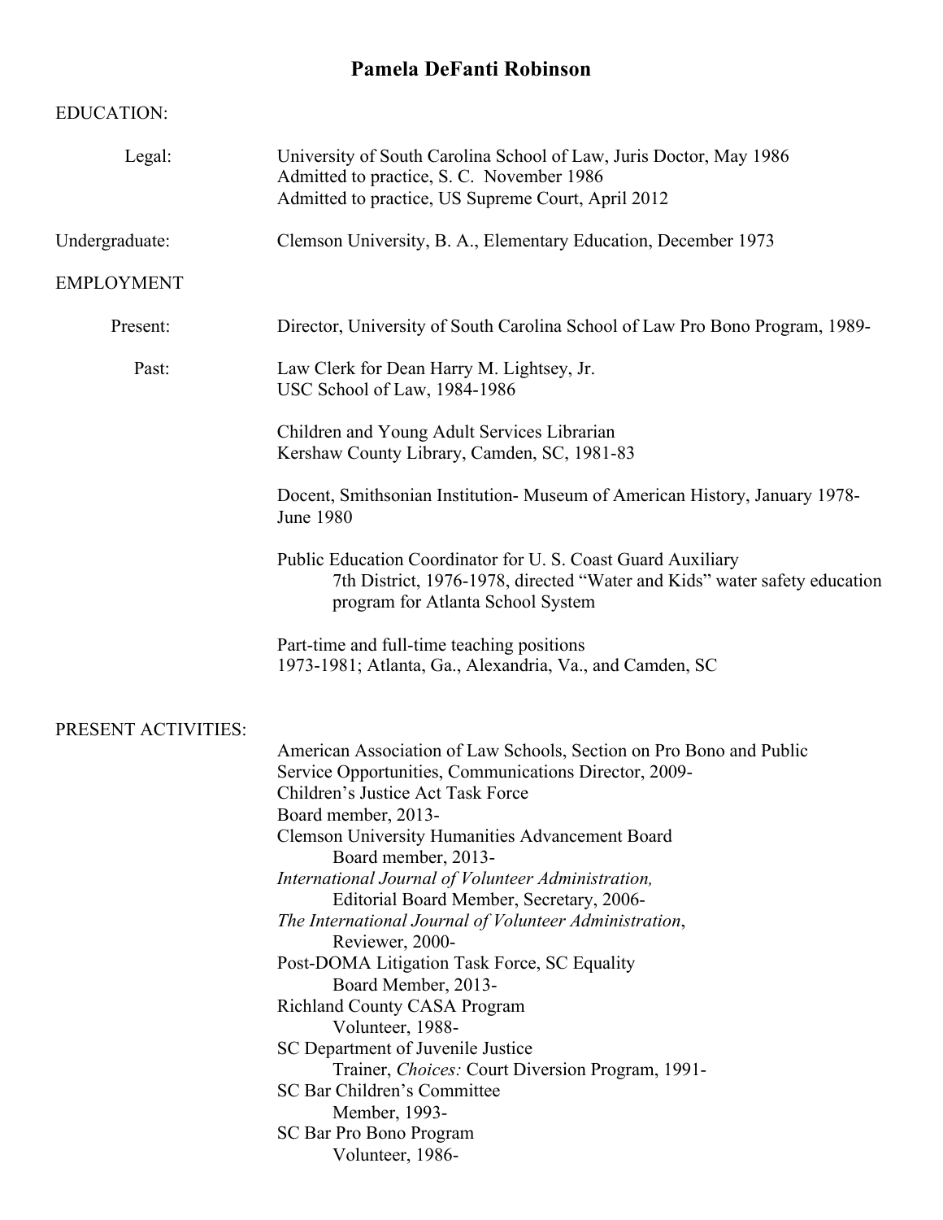# Pamela DeFanti Robinson

## EDUCATION:

**Legal:**

University of South Carolina School of Law, Juris Doctor, May 1986
Admitted to practice, S. C. November 1986
Admitted to practice, US Supreme Court, April 2012

**Undergraduate:**

Clemson University, B. A., Elementary Education, December 1973

## EMPLOYMENT

**Present:**

Director, University of South Carolina School of Law Pro Bono Program, 1989-

**Past:**

Law Clerk for Dean Harry M. Lightsey, Jr.
USC School of Law, 1984-1986

Children and Young Adult Services Librarian
Kershaw County Library, Camden, SC, 1981-83

Docent, Smithsonian Institution- Museum of American History, January 1978-June 1980

Public Education Coordinator for U. S. Coast Guard Auxiliary
7th District, 1976-1978, directed "Water and Kids" water safety education program for Atlanta School System

Part-time and full-time teaching positions
1973-1981; Atlanta, Ga., Alexandria, Va., and Camden, SC

## PRESENT ACTIVITIES:

American Association of Law Schools, Section on Pro Bono and Public Service Opportunities, Communications Director, 2009-

Children's Justice Act Task Force
Board member, 2013-

Clemson University Humanities Advancement Board
Board member, 2013-

*International Journal of Volunteer Administration,*
Editorial Board Member, Secretary, 2006-

*The International Journal of Volunteer Administration*,
Reviewer, 2000-

Post-DOMA Litigation Task Force, SC Equality
Board Member, 2013-

Richland County CASA Program
Volunteer, 1988-

SC Department of Juvenile Justice
Trainer, *Choices:* Court Diversion Program, 1991-

SC Bar Children's Committee
Member, 1993-

SC Bar Pro Bono Program
Volunteer, 1986-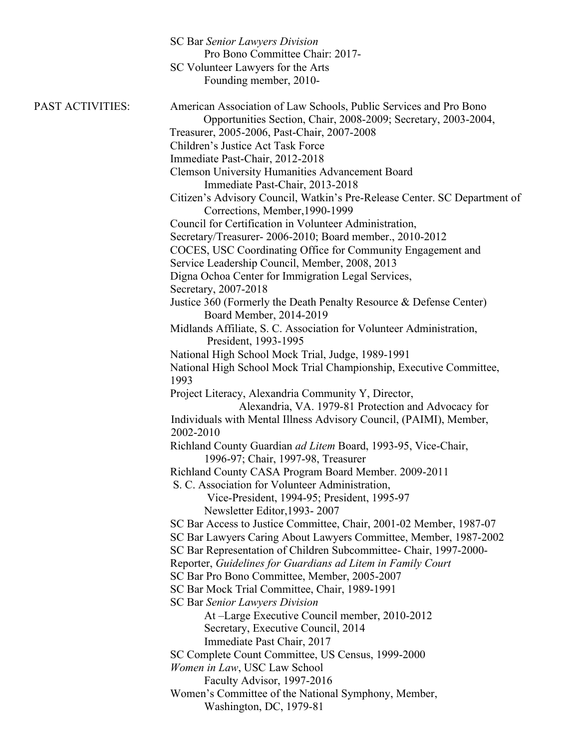SC Bar *Senior Lawyers Division*
  Pro Bono Committee Chair: 2017-
SC Volunteer Lawyers for the Arts
  Founding member, 2010-

PAST ACTIVITIES:

American Association of Law Schools, Public Services and Pro Bono
  Opportunities Section, Chair, 2008-2009; Secretary, 2003-2004,
Treasurer, 2005-2006, Past-Chair, 2007-2008
Children's Justice Act Task Force
Immediate Past-Chair, 2012-2018
Clemson University Humanities Advancement Board
  Immediate Past-Chair, 2013-2018
Citizen's Advisory Council, Watkin's Pre-Release Center. SC Department of
  Corrections, Member,1990-1999
Council for Certification in Volunteer Administration,
Secretary/Treasurer- 2006-2010; Board member., 2010-2012
COCES, USC Coordinating Office for Community Engagement and
Service Leadership Council, Member, 2008, 2013
Digna Ochoa Center for Immigration Legal Services,
Secretary, 2007-2018
Justice 360 (Formerly the Death Penalty Resource & Defense Center)
  Board Member, 2014-2019
Midlands Affiliate, S. C. Association for Volunteer Administration,
  President, 1993-1995
National High School Mock Trial, Judge, 1989-1991
National High School Mock Trial Championship, Executive Committee,
1993
Project Literacy, Alexandria Community Y, Director,
  Alexandria, VA. 1979-81 Protection and Advocacy for
Individuals with Mental Illness Advisory Council, (PAIMI), Member,
2002-2010
Richland County Guardian *ad Litem* Board, 1993-95, Vice-Chair,
  1996-97; Chair, 1997-98, Treasurer
Richland County CASA Program Board Member. 2009-2011
S. C. Association for Volunteer Administration,
  Vice-President, 1994-95; President, 1995-97
  Newsletter Editor,1993- 2007
SC Bar Access to Justice Committee, Chair, 2001-02 Member, 1987-07
SC Bar Lawyers Caring About Lawyers Committee, Member, 1987-2002
SC Bar Representation of Children Subcommittee- Chair, 1997-2000-
Reporter, *Guidelines for Guardians ad Litem in Family Court*
SC Bar Pro Bono Committee, Member, 2005-2007
SC Bar Mock Trial Committee, Chair, 1989-1991
SC Bar *Senior Lawyers Division*
  At –Large Executive Council member, 2010-2012
  Secretary, Executive Council, 2014
  Immediate Past Chair, 2017
SC Complete Count Committee, US Census, 1999-2000
*Women in Law*, USC Law School
  Faculty Advisor, 1997-2016
Women's Committee of the National Symphony, Member,
  Washington, DC, 1979-81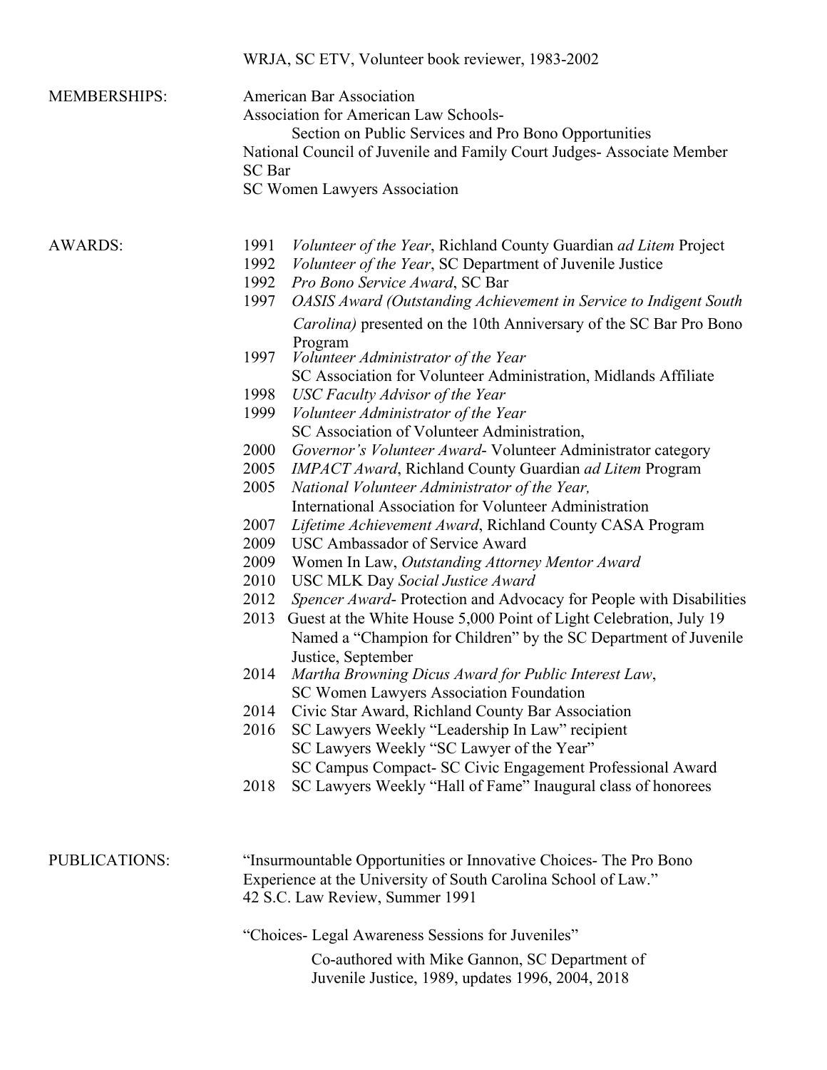WRJA, SC ETV, Volunteer book reviewer, 1983-2002

**MEMBERSHIPS:**

American Bar Association
Association for American Law Schools-
Section on Public Services and Pro Bono Opportunities
National Council of Juvenile and Family Court Judges- Associate Member
SC Bar
SC Women Lawyers Association

**AWARDS:**

- 1991 *Volunteer of the Year*, Richland County Guardian *ad Litem* Project
- 1992 *Volunteer of the Year*, SC Department of Juvenile Justice
- 1992 *Pro Bono Service Award*, SC Bar
- 1997 *OASIS Award (Outstanding Achievement in Service to Indigent South Carolina)* presented on the 10th Anniversary of the SC Bar Pro Bono Program
- 1997 *Volunteer Administrator of the Year*
  SC Association for Volunteer Administration, Midlands Affiliate
- 1998 *USC Faculty Advisor of the Year*
- 1999 *Volunteer Administrator of the Year*
  SC Association of Volunteer Administration,
- 2000 *Governor's Volunteer Award*- Volunteer Administrator category
- 2005 *IMPACT Award*, Richland County Guardian *ad Litem* Program
- 2005 *National Volunteer Administrator of the Year,*
  International Association for Volunteer Administration
- 2007 *Lifetime Achievement Award*, Richland County CASA Program
- 2009 USC Ambassador of Service Award
- 2009 Women In Law, *Outstanding Attorney Mentor Award*
- 2010 USC MLK Day *Social Justice Award*
- 2012 *Spencer Award*- Protection and Advocacy for People with Disabilities
- 2013 Guest at the White House 5,000 Point of Light Celebration, July 19
  Named a "Champion for Children" by the SC Department of Juvenile Justice, September
- 2014 *Martha Browning Dicus Award for Public Interest Law*,
  SC Women Lawyers Association Foundation
- 2014 Civic Star Award, Richland County Bar Association
- 2016 SC Lawyers Weekly "Leadership In Law" recipient
  SC Lawyers Weekly "SC Lawyer of the Year"
  SC Campus Compact- SC Civic Engagement Professional Award
- 2018 SC Lawyers Weekly "Hall of Fame" Inaugural class of honorees

**PUBLICATIONS:**

"Insurmountable Opportunities or Innovative Choices- The Pro Bono Experience at the University of South Carolina School of Law."
42 S.C. Law Review, Summer 1991

"Choices- Legal Awareness Sessions for Juveniles"
Co-authored with Mike Gannon, SC Department of Juvenile Justice, 1989, updates 1996, 2004, 2018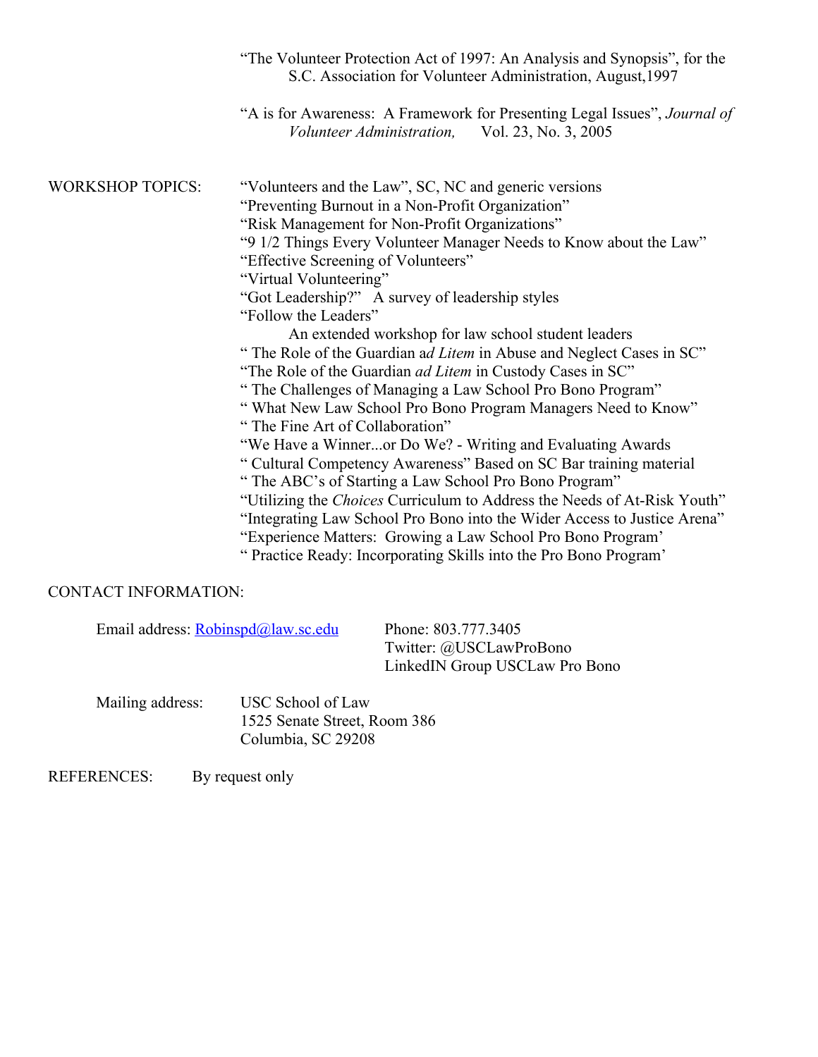"The Volunteer Protection Act of 1997: An Analysis and Synopsis", for the S.C. Association for Volunteer Administration, August,1997

"A is for Awareness: A Framework for Presenting Legal Issues", *Journal of Volunteer Administration,* Vol. 23, No. 3, 2005

WORKSHOP TOPICS:

"Volunteers and the Law", SC, NC and generic versions
"Preventing Burnout in a Non-Profit Organization"
"Risk Management for Non-Profit Organizations"
"9 1/2 Things Every Volunteer Manager Needs to Know about the Law"
"Effective Screening of Volunteers"
"Virtual Volunteering"
"Got Leadership?" A survey of leadership styles
"Follow the Leaders"
An extended workshop for law school student leaders
" The Role of the Guardian a*d Litem* in Abuse and Neglect Cases in SC"
"The Role of the Guardian *ad Litem* in Custody Cases in SC"
" The Challenges of Managing a Law School Pro Bono Program"
" What New Law School Pro Bono Program Managers Need to Know"
" The Fine Art of Collaboration"
"We Have a Winner...or Do We? - Writing and Evaluating Awards
" Cultural Competency Awareness" Based on SC Bar training material
" The ABC's of Starting a Law School Pro Bono Program"
"Utilizing the *Choices* Curriculum to Address the Needs of At-Risk Youth"
"Integrating Law School Pro Bono into the Wider Access to Justice Arena"
"Experience Matters: Growing a Law School Pro Bono Program'
" Practice Ready: Incorporating Skills into the Pro Bono Program'

CONTACT INFORMATION:

Email address: Robinspd@law.sc.edu

Phone: 803.777.3405
Twitter: @USCLawProBono
LinkedIN Group USCLaw Pro Bono

Mailing address: USC School of Law
1525 Senate Street, Room 386
Columbia, SC 29208

REFERENCES: By request only